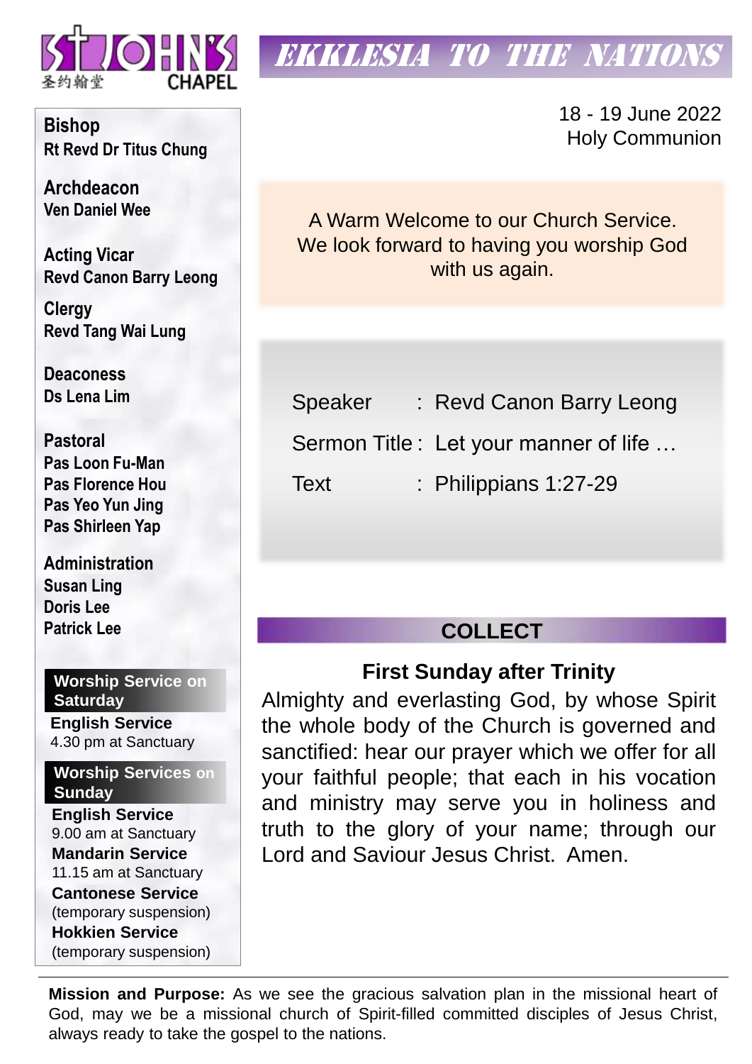# ST JOHN'S CHAPEL

圣约翰堂

## EKKLESIA TO THE NATIONS

18 - 19 June 2022
Holy Communion

**Bishop**
Rt Revd Dr Titus Chung

**Archdeacon**
Ven Daniel Wee

**Acting Vicar**
Revd Canon Barry Leong

**Clergy**
Revd Tang Wai Lung

**Deaconess**
Ds Lena Lim

**Pastoral**
Pas Loon Fu-Man
Pas Florence Hou
Pas Yeo Yun Jing
Pas Shirleen Yap

**Administration**
Susan Ling
Doris Lee
Patrick Lee

**Worship Service on Saturday**

**English Service**
4.30 pm at Sanctuary

**Worship Services on Sunday**

**English Service**
9.00 am at Sanctuary

**Mandarin Service**
11.15 am at Sanctuary

**Cantonese Service**
(temporary suspension)

**Hokkien Service**
(temporary suspension)

A Warm Welcome to our Church Service.
We look forward to having you worship God with us again.

Speaker : Revd Canon Barry Leong

Sermon Title : Let your manner of life …

Text : Philippians 1:27-29

## COLLECT

### First Sunday after Trinity

Almighty and everlasting God, by whose Spirit the whole body of the Church is governed and sanctified: hear our prayer which we offer for all your faithful people; that each in his vocation and ministry may serve you in holiness and truth to the glory of your name; through our Lord and Saviour Jesus Christ. Amen.

**Mission and Purpose:** As we see the gracious salvation plan in the missional heart of God, may we be a missional church of Spirit-filled committed disciples of Jesus Christ, always ready to take the gospel to the nations.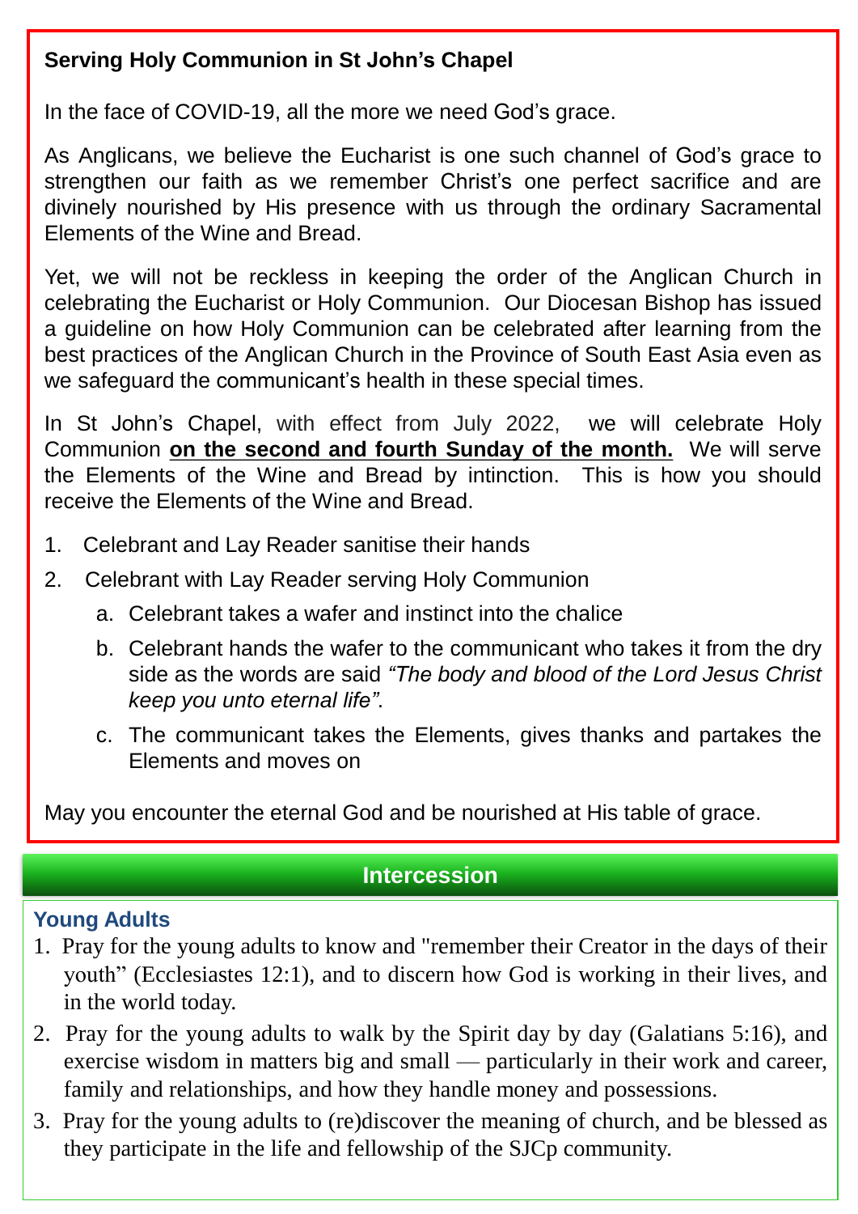## Serving Holy Communion in St John's Chapel

In the face of COVID-19, all the more we need God's grace.

As Anglicans, we believe the Eucharist is one such channel of God's grace to strengthen our faith as we remember Christ's one perfect sacrifice and are divinely nourished by His presence with us through the ordinary Sacramental Elements of the Wine and Bread.

Yet, we will not be reckless in keeping the order of the Anglican Church in celebrating the Eucharist or Holy Communion. Our Diocesan Bishop has issued a guideline on how Holy Communion can be celebrated after learning from the best practices of the Anglican Church in the Province of South East Asia even as we safeguard the communicant's health in these special times.

In St John's Chapel, with effect from July 2022, we will celebrate Holy Communion **<u>on the second and fourth Sunday of the month.</u>** We will serve the Elements of the Wine and Bread by intinction. This is how you should receive the Elements of the Wine and Bread.

1. Celebrant and Lay Reader sanitise their hands
2. Celebrant with Lay Reader serving Holy Communion
   a. Celebrant takes a wafer and instinct into the chalice
   b. Celebrant hands the wafer to the communicant who takes it from the dry side as the words are said *"The body and blood of the Lord Jesus Christ keep you unto eternal life"*.
   c. The communicant takes the Elements, gives thanks and partakes the Elements and moves on

May you encounter the eternal God and be nourished at His table of grace.

## Intercession

### Young Adults

1. Pray for the young adults to know and "remember their Creator in the days of their youth" (Ecclesiastes 12:1), and to discern how God is working in their lives, and in the world today.
2. Pray for the young adults to walk by the Spirit day by day (Galatians 5:16), and exercise wisdom in matters big and small — particularly in their work and career, family and relationships, and how they handle money and possessions.
3. Pray for the young adults to (re)discover the meaning of church, and be blessed as they participate in the life and fellowship of the SJCp community.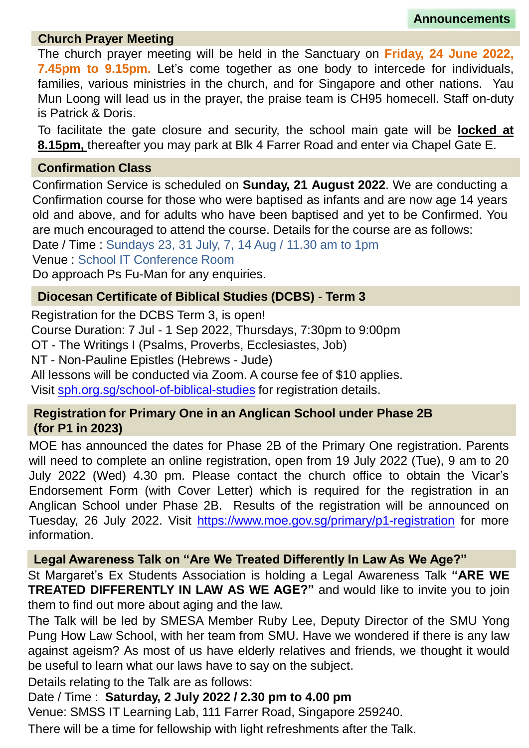## Announcements

### Church Prayer Meeting

The church prayer meeting will be held in the Sanctuary on **Friday, 24 June 2022, 7.45pm to 9.15pm.** Let's come together as one body to intercede for individuals, families, various ministries in the church, and for Singapore and other nations. Yau Mun Loong will lead us in the prayer, the praise team is CH95 homecell. Staff on-duty is Patrick & Doris.

To facilitate the gate closure and security, the school main gate will be **locked at 8.15pm,** thereafter you may park at Blk 4 Farrer Road and enter via Chapel Gate E.

### Confirmation Class

Confirmation Service is scheduled on **Sunday, 21 August 2022**. We are conducting a Confirmation course for those who were baptised as infants and are now age 14 years old and above, and for adults who have been baptised and yet to be Confirmed. You are much encouraged to attend the course. Details for the course are as follows:

Date / Time : Sundays 23, 31 July, 7, 14 Aug / 11.30 am to 1pm

Venue : School IT Conference Room

Do approach Ps Fu-Man for any enquiries.

### Diocesan Certificate of Biblical Studies (DCBS) - Term 3

Registration for the DCBS Term 3, is open!

Course Duration: 7 Jul - 1 Sep 2022, Thursdays, 7:30pm to 9:00pm

OT - The Writings I (Psalms, Proverbs, Ecclesiastes, Job)

NT - Non-Pauline Epistles (Hebrews - Jude)

All lessons will be conducted via Zoom. A course fee of $10 applies.

Visit sph.org.sg/school-of-biblical-studies for registration details.

### Registration for Primary One in an Anglican School under Phase 2B (for P1 in 2023)

MOE has announced the dates for Phase 2B of the Primary One registration. Parents will need to complete an online registration, open from 19 July 2022 (Tue), 9 am to 20 July 2022 (Wed) 4.30 pm. Please contact the church office to obtain the Vicar's Endorsement Form (with Cover Letter) which is required for the registration in an Anglican School under Phase 2B. Results of the registration will be announced on Tuesday, 26 July 2022. Visit https://www.moe.gov.sg/primary/p1-registration for more information.

### Legal Awareness Talk on "Are We Treated Differently In Law As We Age?"

St Margaret's Ex Students Association is holding a Legal Awareness Talk **"ARE WE TREATED DIFFERENTLY IN LAW AS WE AGE?"** and would like to invite you to join them to find out more about aging and the law.

The Talk will be led by SMESA Member Ruby Lee, Deputy Director of the SMU Yong Pung How Law School, with her team from SMU. Have we wondered if there is any law against ageism? As most of us have elderly relatives and friends, we thought it would be useful to learn what our laws have to say on the subject.

Details relating to the Talk are as follows:

Date / Time : **Saturday, 2 July 2022 / 2.30 pm to 4.00 pm**

Venue: SMSS IT Learning Lab, 111 Farrer Road, Singapore 259240.

There will be a time for fellowship with light refreshments after the Talk.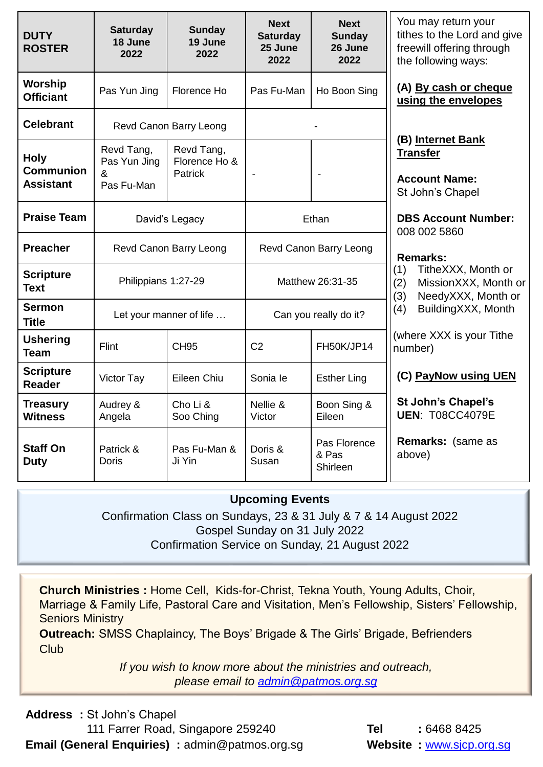| DUTY ROSTER | Saturday 18 June 2022 | Sunday 19 June 2022 | Next Saturday 25 June 2022 | Next Sunday 26 June 2022 |
|---|---|---|---|---|
| Worship Officiant | Pas Yun Jing | Florence Ho | Pas Fu-Man | Ho Boon Sing |
| Celebrant | Revd Canon Barry Leong | | - | |
| Holy Communion Assistant | Revd Tang, Pas Yun Jing & Pas Fu-Man | Revd Tang, Florence Ho & Patrick | - | - |
| Praise Team | David's Legacy | | Ethan | |
| Preacher | Revd Canon Barry Leong | | Revd Canon Barry Leong | |
| Scripture Text | Philippians 1:27-29 | | Matthew 26:31-35 | |
| Sermon Title | Let your manner of life … | | Can you really do it? | |
| Ushering Team | Flint | CH95 | C2 | FH50K/JP14 |
| Scripture Reader | Victor Tay | Eileen Chiu | Sonia Ie | Esther Ling |
| Treasury Witness | Audrey & Angela | Cho Li & Soo Ching | Nellie & Victor | Boon Sing & Eileen |
| Staff On Duty | Patrick & Doris | Pas Fu-Man & Ji Yin | Doris & Susan | Pas Florence & Pas Shirleen |

You may return your tithes to the Lord and give freewill offering through the following ways:

**(A) By cash or cheque using the envelopes**

**(B) Internet Bank Transfer**

**Account Name:** St John's Chapel

**DBS Account Number:** 008 002 5860

**Remarks:**
(1) TitheXXX, Month or
(2) MissionXXX, Month or
(3) NeedyXXX, Month or
(4) BuildingXXX, Month

(where XXX is your Tithe number)

**(C) PayNow using UEN**

**St John's Chapel's UEN**: T08CC4079E

**Remarks:** (same as above)

**Upcoming Events**

Confirmation Class on Sundays, 23 & 31 July & 7 & 14 August 2022
Gospel Sunday on 31 July 2022
Confirmation Service on Sunday, 21 August 2022

**Church Ministries :** Home Cell, Kids-for-Christ, Tekna Youth, Young Adults, Choir, Marriage & Family Life, Pastoral Care and Visitation, Men's Fellowship, Sisters' Fellowship, Seniors Ministry
**Outreach:** SMSS Chaplaincy, The Boys' Brigade & The Girls' Brigade, Befrienders Club

*If you wish to know more about the ministries and outreach, please email to admin@patmos.org.sg*

**Address :** St John's Chapel
111 Farrer Road, Singapore 259240
**Email (General Enquiries) :** admin@patmos.org.sg
**Tel :** 6468 8425
**Website :** www.sjcp.org.sg